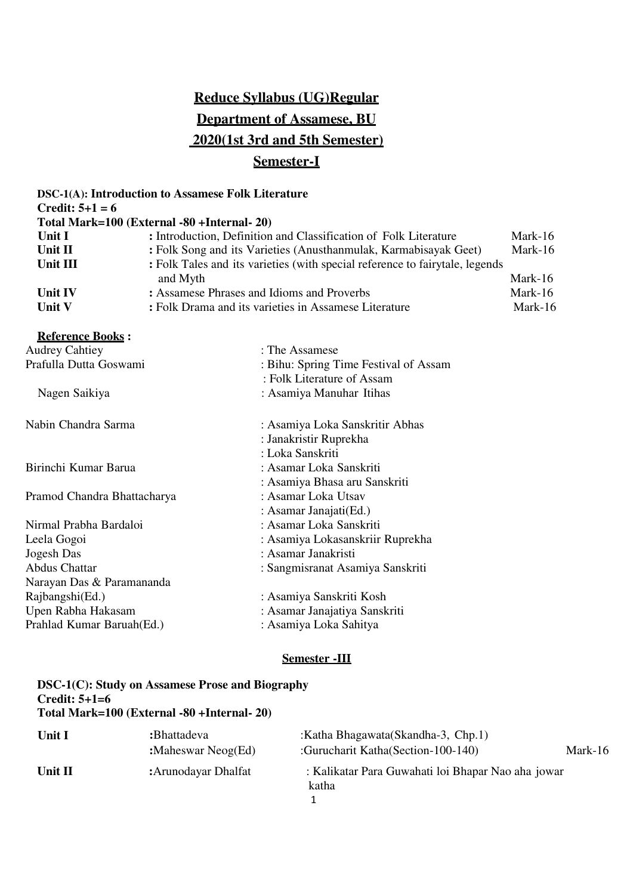# Reduce Syllabus (UG)Regular

# Department of Assamese, BU

# 2020(1st 3rd and 5th Semester)

## Semester-I

**DSC-1(A): Introduction to Assamese Folk Literature**
**Credit: 5+1 = 6**
**Total Mark=100 (External -80 +Internal- 20)**

| | | |
|---|---|---|
| **Unit I** | **:** Introduction, Definition and Classification of Folk Literature | Mark-16 |
| **Unit II** | **:** Folk Song and its Varieties (Anusthanmulak, Karmabisayak Geet) | Mark-16 |
| **Unit III** | **:** Folk Tales and its varieties (with special reference to fairytale, legends and Myth | Mark-16 |
| **Unit IV** | **:** Assamese Phrases and Idioms and Proverbs | Mark-16 |
| **Unit V** | **:** Folk Drama and its varieties in Assamese Literature | Mark-16 |

**Reference Books :**

| | |
|---|---|
| Audrey Cahtiey | : The Assamese |
| Prafulla Dutta Goswami | : Bihu: Spring Time Festival of Assam |
| | : Folk Literature of Assam |
| Nagen Saikiya | : Asamiya Manuhar Itihas |
| Nabin Chandra Sarma | : Asamiya Loka Sanskritir Abhas |
| | : Janakristir Ruprekha |
| | : Loka Sanskriti |
| Birinchi Kumar Barua | : Asamar Loka Sanskriti |
| | : Asamiya Bhasa aru Sanskriti |
| Pramod Chandra Bhattacharya | : Asamar Loka Utsav |
| | : Asamar Janajati(Ed.) |
| Nirmal Prabha Bardaloi | : Asamar Loka Sanskriti |
| Leela Gogoi | : Asamiya Lokasanskriir Ruprekha |
| Jogesh Das | : Asamar Janakristi |
| Abdus Chattar | : Sangmisranat Asamiya Sanskriti |
| Narayan Das & Paramananda Rajbangshi(Ed.) | : Asamiya Sanskriti Kosh |
| Upen Rabha Hakasam | : Asamar Janajatiya Sanskriti |
| Prahlad Kumar Baruah(Ed.) | : Asamiya Loka Sahitya |

## Semester -III

**DSC-1(C): Study on Assamese Prose and Biography**
**Credit: 5+1=6**
**Total Mark=100 (External -80 +Internal- 20)**

| | | | |
|---|---|---|---|
| **Unit I** | **:**Bhattadeva | :Katha Bhagawata(Skandha-3, Chp.1) | |
| | **:**Maheswar Neog(Ed) | :Gurucharit Katha(Section-100-140) | Mark-16 |
| **Unit II** | **:**Arunodayar Dhalfat | : Kalikatar Para Guwahati loi Bhapar Nao aha jowar katha | |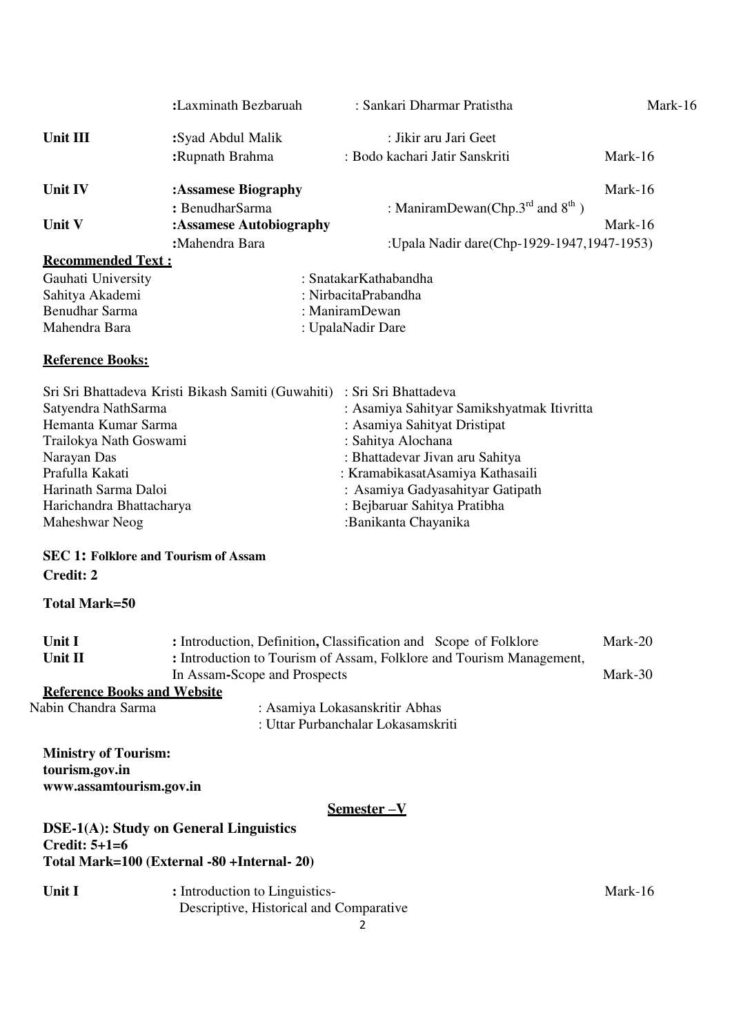| | | | |
|---|---|---|---|
| | :Laxminath Bezbaruah | : Sankari Dharmar Pratistha | Mark-16 |
| **Unit III** | :Syad Abdul Malik | : Jikir aru Jari Geet | |
| | :Rupnath Brahma | : Bodo kachari Jatir Sanskriti | Mark-16 |
| **Unit IV** | **:Assamese Biography** | | Mark-16 |
| | : BenudharSarma | : ManiramDewan(Chp.3rd and 8th ) | |
| **Unit V** | **:Assamese Autobiography** | | Mark-16 |
| | :Mahendra Bara | :Upala Nadir dare(Chp-1929-1947,1947-1953) | |

**Recommended Text :**

| | |
|---|---|
| Gauhati University | : SnatakarKathabandha |
| Sahitya Akademi | : NirbacitaPrabandha |
| Benudhar Sarma | : ManiramDewan |
| Mahendra Bara | : UpalaNadir Dare |

**Reference Books:**

| | |
|---|---|
| Sri Sri Bhattadeva Kristi Bikash Samiti (Guwahiti) | : Sri Sri Bhattadeva |
| Satyendra NathSarma | : Asamiya Sahityar Samikshyatmak Itivritta |
| Hemanta Kumar Sarma | : Asamiya Sahityat Dristipat |
| Trailokya Nath Goswami | : Sahitya Alochana |
| Narayan Das | : Bhattadevar Jivan aru Sahitya |
| Prafulla Kakati | : KramabikasatAsamiya Kathasaili |
| Harinath Sarma Daloi | : Asamiya Gadyasahityar Gatipath |
| Harichandra Bhattacharya | : Bejbaruar Sahitya Pratibha |
| Maheshwar Neog | :Banikanta Chayanika |

**SEC 1: Folklore and Tourism of Assam**

**Credit: 2**

**Total Mark=50**

| | | |
|---|---|---|
| **Unit I** | : Introduction, Definition, Classification and Scope of Folklore | Mark-20 |
| **Unit II** | : Introduction to Tourism of Assam, Folklore and Tourism Management, In Assam-Scope and Prospects | Mark-30 |

**Reference Books and Website**

Nabin Chandra Sarma : Asamiya Lokasanskritir Abhas
: Uttar Purbanchalar Lokasamskriti

**Ministry of Tourism:**
**tourism.gov.in**
**www.assamtourism.gov.in**

## Semester –V

**DSE-1(A): Study on General Linguistics**
**Credit: 5+1=6**
**Total Mark=100 (External -80 +Internal- 20)**

| | | |
|---|---|---|
| **Unit I** | : Introduction to Linguistics- Descriptive, Historical and Comparative | Mark-16 |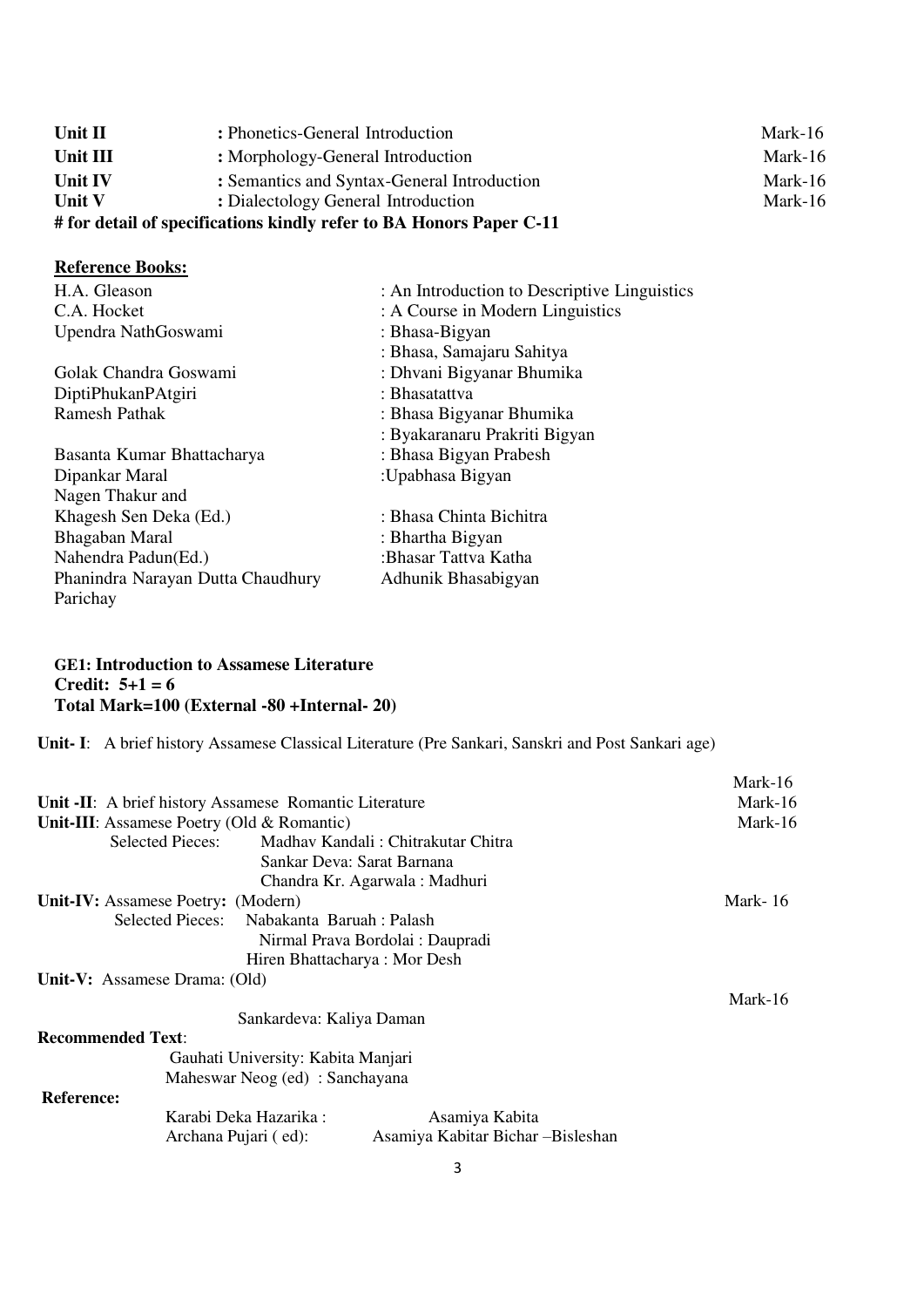| | | |
|---|---|---|
| **Unit II** | **:** Phonetics-General Introduction | Mark-16 |
| **Unit III** | **:** Morphology-General Introduction | Mark-16 |
| **Unit IV** | **:** Semantics and Syntax-General Introduction | Mark-16 |
| **Unit V** | **:** Dialectology General Introduction | Mark-16 |

**# for detail of specifications kindly refer to BA Honors Paper C-11**

**Reference Books:**

| | |
|---|---|
| H.A. Gleason | : An Introduction to Descriptive Linguistics |
| C.A. Hocket | : A Course in Modern Linguistics |
| Upendra NathGoswami | : Bhasa-Bigyan |
| | : Bhasa, Samajaru Sahitya |
| Golak Chandra Goswami | : Dhvani Bigyanar Bhumika |
| DiptiPhukanPAtgiri | : Bhasatattva |
| Ramesh Pathak | : Bhasa Bigyanar Bhumika |
| | : Byakaranaru Prakriti Bigyan |
| Basanta Kumar Bhattacharya | : Bhasa Bigyan Prabesh |
| Dipankar Maral | :Upabhasa Bigyan |
| Nagen Thakur and Khagesh Sen Deka (Ed.) | : Bhasa Chinta Bichitra |
| Bhagaban Maral | : Bhartha Bigyan |
| Nahendra Padun(Ed.) | :Bhasar Tattva Katha |
| Phanindra Narayan Dutta Chaudhury | Adhunik Bhasabigyan Parichay |

**GE1: Introduction to Assamese Literature**
**Credit: 5+1 = 6**
**Total Mark=100 (External -80 +Internal- 20)**

**Unit- I**: A brief history Assamese Classical Literature (Pre Sankari, Sanskri and Post Sankari age) Mark-16

**Unit -II**: A brief history Assamese Romantic Literature Mark-16

**Unit-III**: Assamese Poetry (Old & Romantic) Mark-16

Selected Pieces: Madhav Kandali : Chitrakutar Chitra
Sankar Deva: Sarat Barnana
Chandra Kr. Agarwala : Madhuri

**Unit-IV:** Assamese Poetry**:** (Modern) Mark- 16

Selected Pieces: Nabakanta Baruah : Palash
Nirmal Prava Bordolai : Daupradi
Hiren Bhattacharya : Mor Desh

**Unit-V:** Assamese Drama: (Old) Mark-16

Sankardeva: Kaliya Daman

**Recommended Text**:

Gauhati University: Kabita Manjari
Maheswar Neog (ed) : Sanchayana

**Reference:**

| | |
|---|---|
| Karabi Deka Hazarika : | Asamiya Kabita |
| Archana Pujari ( ed): | Asamiya Kabitar Bichar –Bisleshan |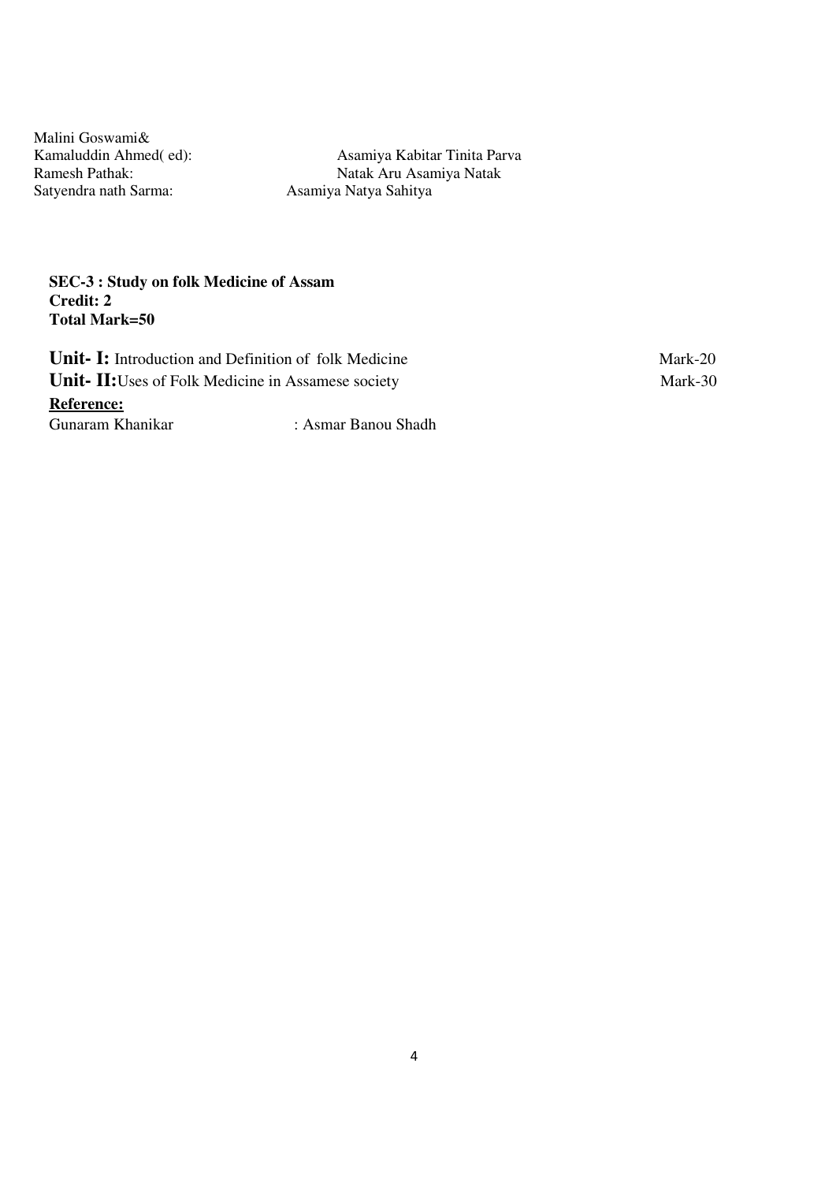Malini Goswami&
Kamaluddin Ahmed( ed): Asamiya Kabitar Tinita Parva
Ramesh Pathak: Natak Aru Asamiya Natak
Satyendra nath Sarma: Asamiya Natya Sahitya

**SEC-3 : Study on folk Medicine of Assam**
**Credit: 2**
**Total Mark=50**

**Unit- I:** Introduction and Definition of folk Medicine Mark-20
**Unit- II:**Uses of Folk Medicine in Assamese society Mark-30

**Reference:**

Gunaram Khanikar : Asmar Banou Shadh